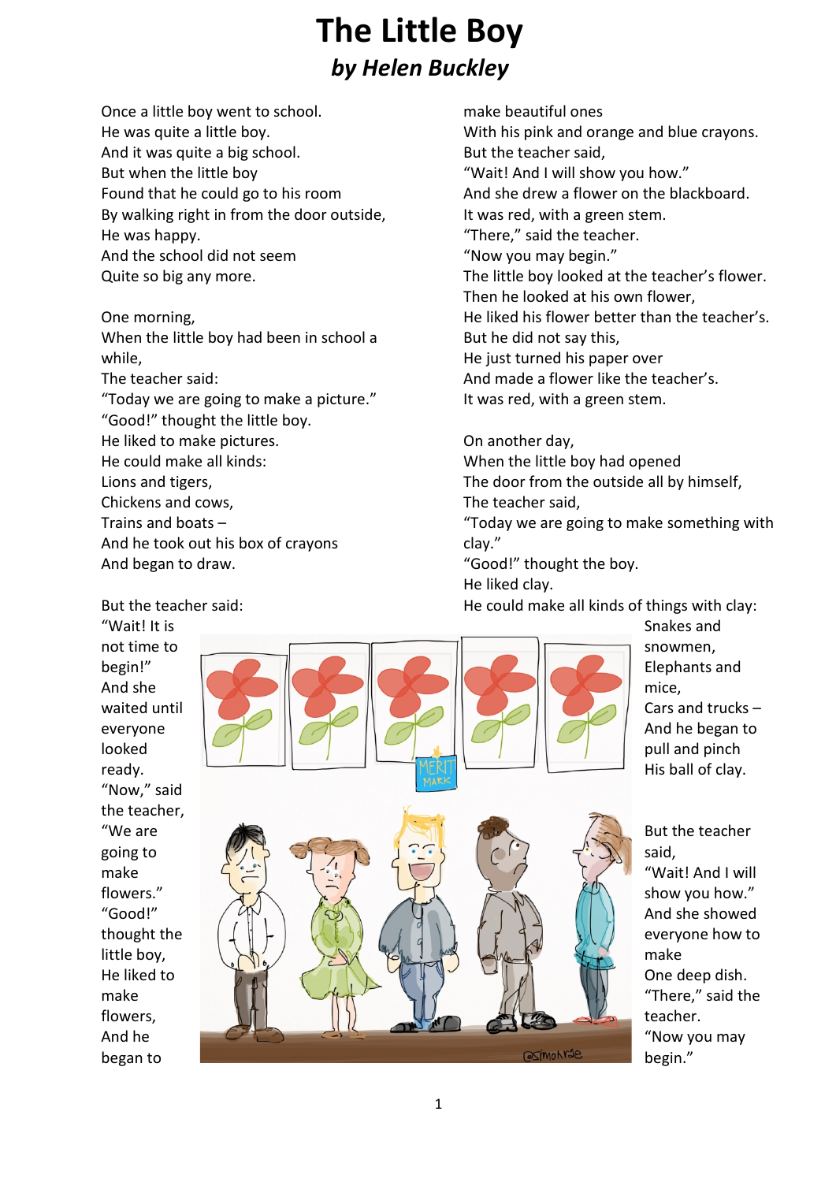# The Little Boy

### *by Helen Buckley*

Once a little boy went to school.
He was quite a little boy.
And it was quite a big school.
But when the little boy
Found that he could go to his room
By walking right in from the door outside,
He was happy.
And the school did not seem
Quite so big any more.

One morning,
When the little boy had been in school a while,
The teacher said:
"Today we are going to make a picture."
"Good!" thought the little boy.
He liked to make pictures.
He could make all kinds:
Lions and tigers,
Chickens and cows,
Trains and boats –
And he took out his box of crayons
And began to draw.

But the teacher said:
"Wait! It is not time to begin!"
And she waited until everyone looked ready.
"Now," said the teacher,
"We are going to make flowers."
"Good!" thought the little boy,
He liked to make flowers,
And he began to make beautiful ones
With his pink and orange and blue crayons.
But the teacher said,
"Wait! And I will show you how."
And she drew a flower on the blackboard.
It was red, with a green stem.
"There," said the teacher.
"Now you may begin."
The little boy looked at the teacher's flower.
Then he looked at his own flower,
He liked his flower better than the teacher's.
But he did not say this,
He just turned his paper over
And made a flower like the teacher's.
It was red, with a green stem.

On another day,
When the little boy had opened
The door from the outside all by himself,
The teacher said,
"Today we are going to make something with clay."
"Good!" thought the boy.
He liked clay.
He could make all kinds of things with clay:
Snakes and snowmen,
Elephants and mice,
Cars and trucks –
And he began to pull and pinch
His ball of clay.

But the teacher said,
"Wait! And I will show you how."
And she showed everyone how to make
One deep dish.
"There," said the teacher.
"Now you may begin."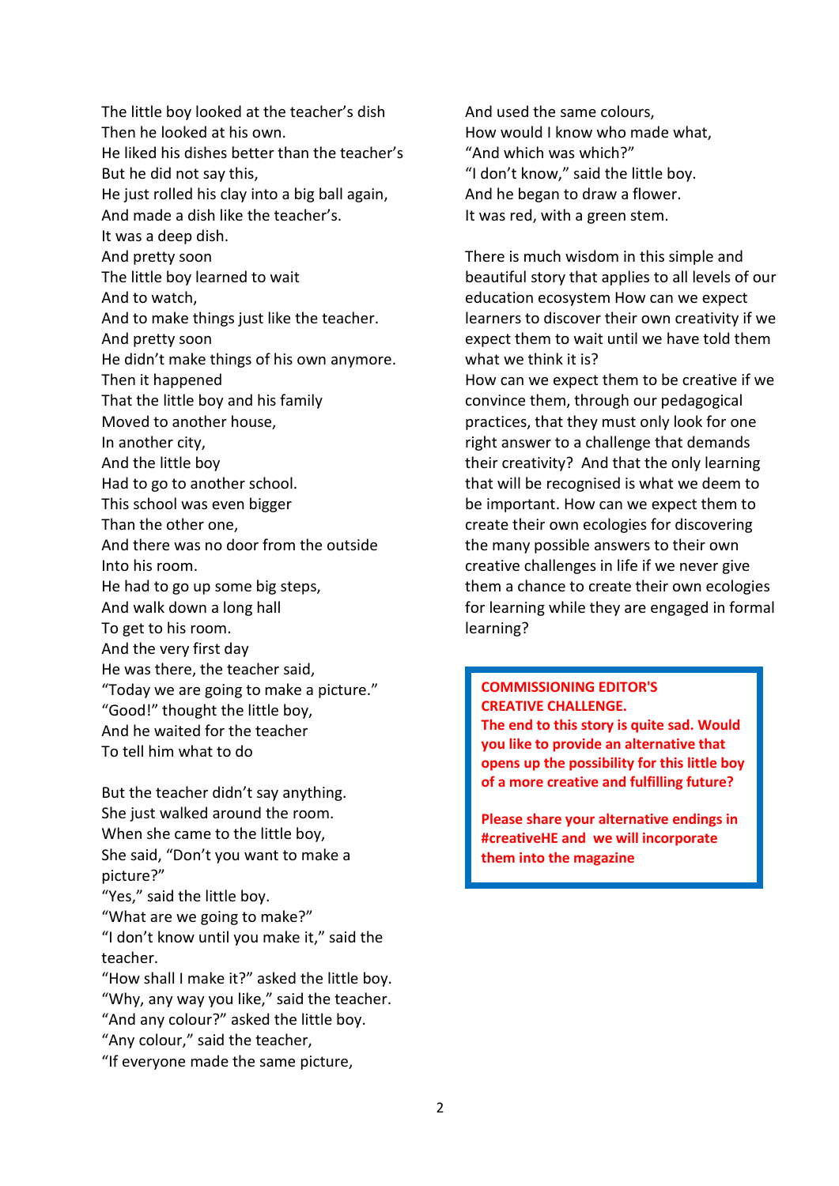The little boy looked at the teacher's dish
Then he looked at his own.
He liked his dishes better than the teacher's
But he did not say this,
He just rolled his clay into a big ball again,
And made a dish like the teacher's.
It was a deep dish.
And pretty soon
The little boy learned to wait
And to watch,
And to make things just like the teacher.
And pretty soon
He didn't make things of his own anymore.
Then it happened
That the little boy and his family
Moved to another house,
In another city,
And the little boy
Had to go to another school.
This school was even bigger
Than the other one,
And there was no door from the outside
Into his room.
He had to go up some big steps,
And walk down a long hall
To get to his room.
And the very first day
He was there, the teacher said,
"Today we are going to make a picture."
"Good!" thought the little boy,
And he waited for the teacher
To tell him what to do

But the teacher didn't say anything.
She just walked around the room.
When she came to the little boy,
She said, "Don't you want to make a picture?"
"Yes," said the little boy.
"What are we going to make?"
"I don't know until you make it," said the teacher.
"How shall I make it?" asked the little boy.
"Why, any way you like," said the teacher.
"And any colour?" asked the little boy.
"Any colour," said the teacher,
"If everyone made the same picture,
And used the same colours,
How would I know who made what,
"And which was which?"
"I don't know," said the little boy.
And he began to draw a flower.
It was red, with a green stem.

There is much wisdom in this simple and beautiful story that applies to all levels of our education ecosystem How can we expect learners to discover their own creativity if we expect them to wait until we have told them what we think it is?
How can we expect them to be creative if we convince them, through our pedagogical practices, that they must only look for one right answer to a challenge that demands their creativity? And that the only learning that will be recognised is what we deem to be important. How can we expect them to create their own ecologies for discovering the many possible answers to their own creative challenges in life if we never give them a chance to create their own ecologies for learning while they are engaged in formal learning?

**COMMISSIONING EDITOR'S CREATIVE CHALLENGE.**
**The end to this story is quite sad. Would you like to provide an alternative that opens up the possibility for this little boy of a more creative and fulfilling future?**

**Please share your alternative endings in #creativeHE and we will incorporate them into the magazine**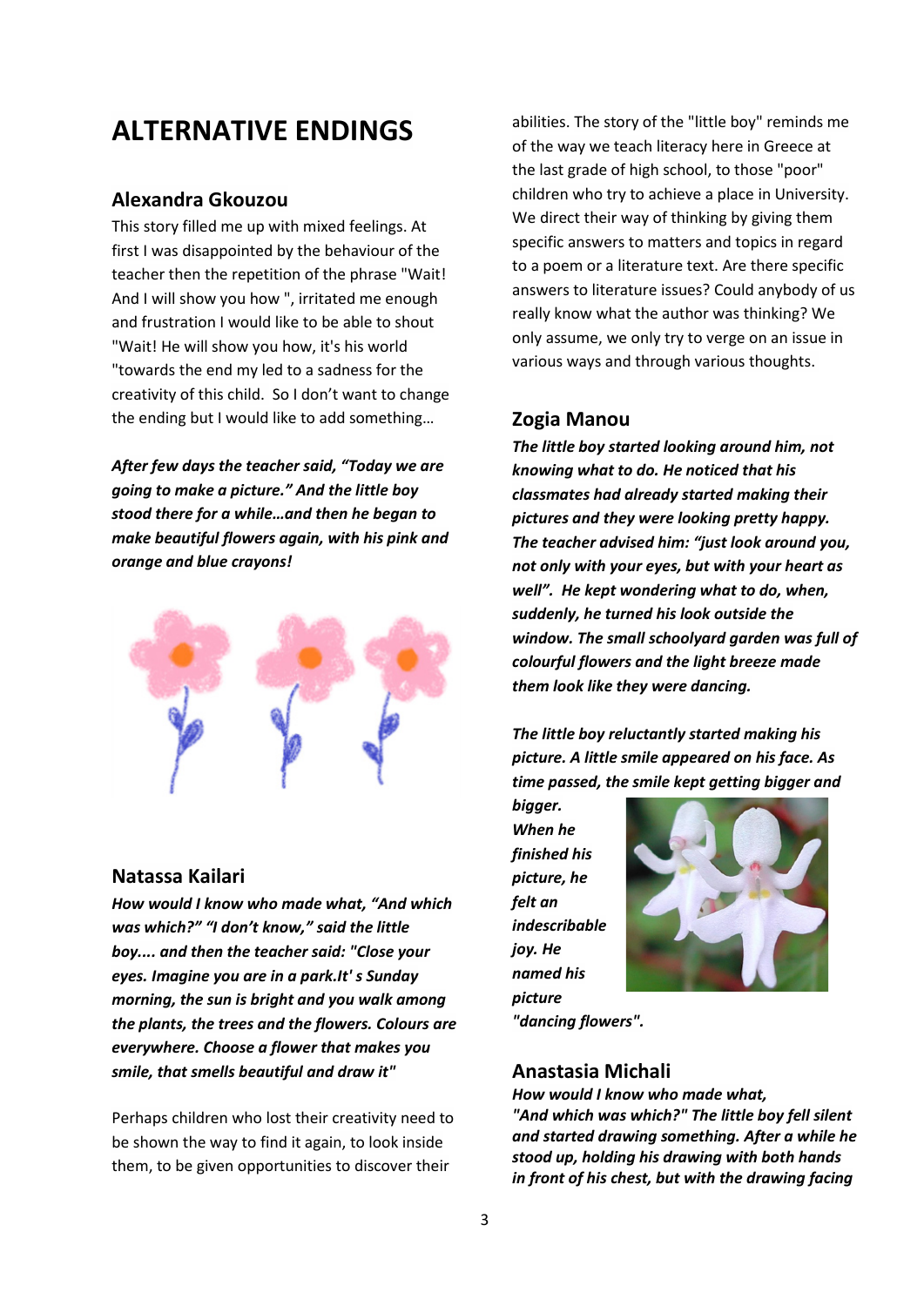# ALTERNATIVE ENDINGS

## Alexandra Gkouzou

This story filled me up with mixed feelings. At first I was disappointed by the behaviour of the teacher then the repetition of the phrase "Wait! And I will show you how ", irritated me enough and frustration I would like to be able to shout "Wait! He will show you how, it's his world "towards the end my led to a sadness for the creativity of this child. So I don't want to change the ending but I would like to add something…

***After few days the teacher said, "Today we are going to make a picture." And the little boy stood there for a while…and then he began to make beautiful flowers again, with his pink and orange and blue crayons!***

## Natassa Kailari

***How would I know who made what, "And which was which?" "I don't know," said the little boy.... and then the teacher said: "Close your eyes. Imagine you are in a park.It' s Sunday morning, the sun is bright and you walk among the plants, the trees and the flowers. Colours are everywhere. Choose a flower that makes you smile, that smells beautiful and draw it"***

Perhaps children who lost their creativity need to be shown the way to find it again, to look inside them, to be given opportunities to discover their abilities. The story of the "little boy" reminds me of the way we teach literacy here in Greece at the last grade of high school, to those "poor" children who try to achieve a place in University. We direct their way of thinking by giving them specific answers to matters and topics in regard to a poem or a literature text. Are there specific answers to literature issues? Could anybody of us really know what the author was thinking? We only assume, we only try to verge on an issue in various ways and through various thoughts.

## Zogia Manou

***The little boy started looking around him, not knowing what to do. He noticed that his classmates had already started making their pictures and they were looking pretty happy. The teacher advised him: "just look around you, not only with your eyes, but with your heart as well". He kept wondering what to do, when, suddenly, he turned his look outside the window. The small schoolyard garden was full of colourful flowers and the light breeze made them look like they were dancing.***

***The little boy reluctantly started making his picture. A little smile appeared on his face. As time passed, the smile kept getting bigger and bigger. When he finished his picture, he felt an indescribable joy. He named his picture "dancing flowers".***

## Anastasia Michali

***How would I know who made what, "And which was which?" The little boy fell silent and started drawing something. After a while he stood up, holding his drawing with both hands in front of his chest, but with the drawing facing***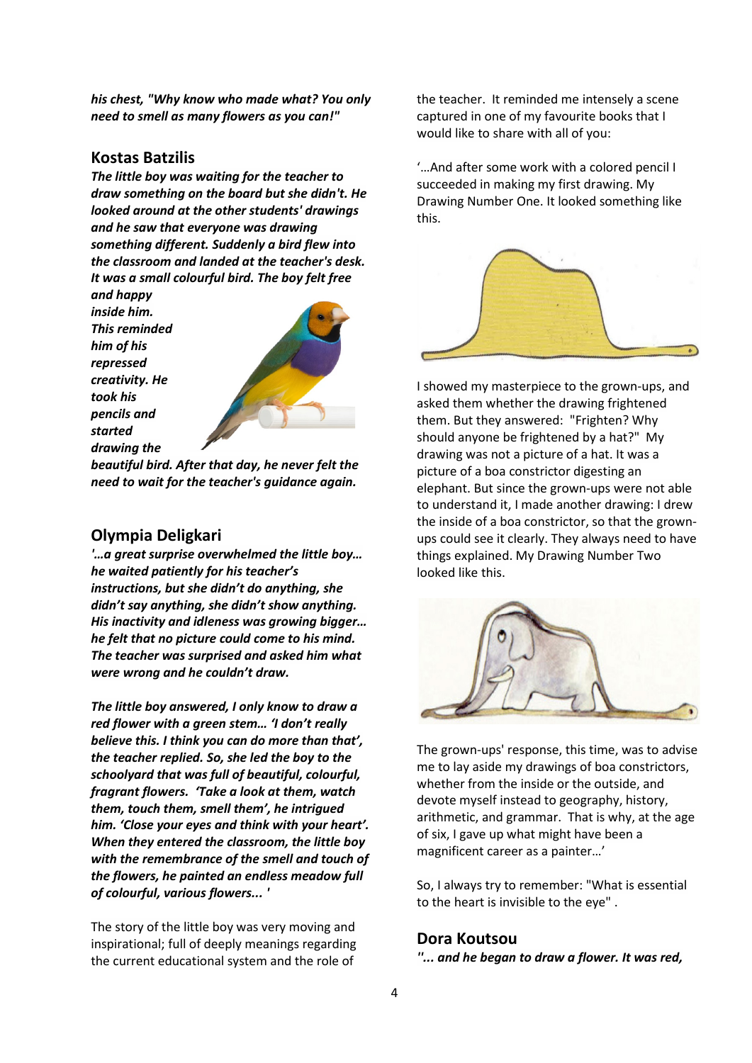***his chest, "Why know who made what? You only need to smell as many flowers as you can!"***

## Kostas Batzilis

***The little boy was waiting for the teacher to draw something on the board but she didn't. He looked around at the other students' drawings and he saw that everyone was drawing something different. Suddenly a bird flew into the classroom and landed at the teacher's desk. It was a small colourful bird. The boy felt free and happy inside him. This reminded him of his repressed creativity. He took his pencils and started drawing the beautiful bird. After that day, he never felt the need to wait for the teacher's guidance again.***

## Olympia Deligkari

***'…a great surprise overwhelmed the little boy… he waited patiently for his teacher's instructions, but she didn't do anything, she didn't say anything, she didn't show anything. His inactivity and idleness was growing bigger… he felt that no picture could come to his mind. The teacher was surprised and asked him what were wrong and he couldn't draw.***

***The little boy answered, I only know to draw a red flower with a green stem… 'I don't really believe this. I think you can do more than that', the teacher replied. So, she led the boy to the schoolyard that was full of beautiful, colourful, fragrant flowers. 'Take a look at them, watch them, touch them, smell them', he intrigued him. 'Close your eyes and think with your heart'. When they entered the classroom, the little boy with the remembrance of the smell and touch of the flowers, he painted an endless meadow full of colourful, various flowers... '***

The story of the little boy was very moving and inspirational; full of deeply meanings regarding the current educational system and the role of the teacher. It reminded me intensely a scene captured in one of my favourite books that I would like to share with all of you:

'…And after some work with a colored pencil I succeeded in making my first drawing. My Drawing Number One. It looked something like this.

I showed my masterpiece to the grown-ups, and asked them whether the drawing frightened them. But they answered: "Frighten? Why should anyone be frightened by a hat?" My drawing was not a picture of a hat. It was a picture of a boa constrictor digesting an elephant. But since the grown-ups were not able to understand it, I made another drawing: I drew the inside of a boa constrictor, so that the grown-ups could see it clearly. They always need to have things explained. My Drawing Number Two looked like this.

The grown-ups' response, this time, was to advise me to lay aside my drawings of boa constrictors, whether from the inside or the outside, and devote myself instead to geography, history, arithmetic, and grammar. That is why, at the age of six, I gave up what might have been a magnificent career as a painter…'

So, I always try to remember: "What is essential to the heart is invisible to the eye" .

## Dora Koutsou

***"... and he began to draw a flower. It was red,***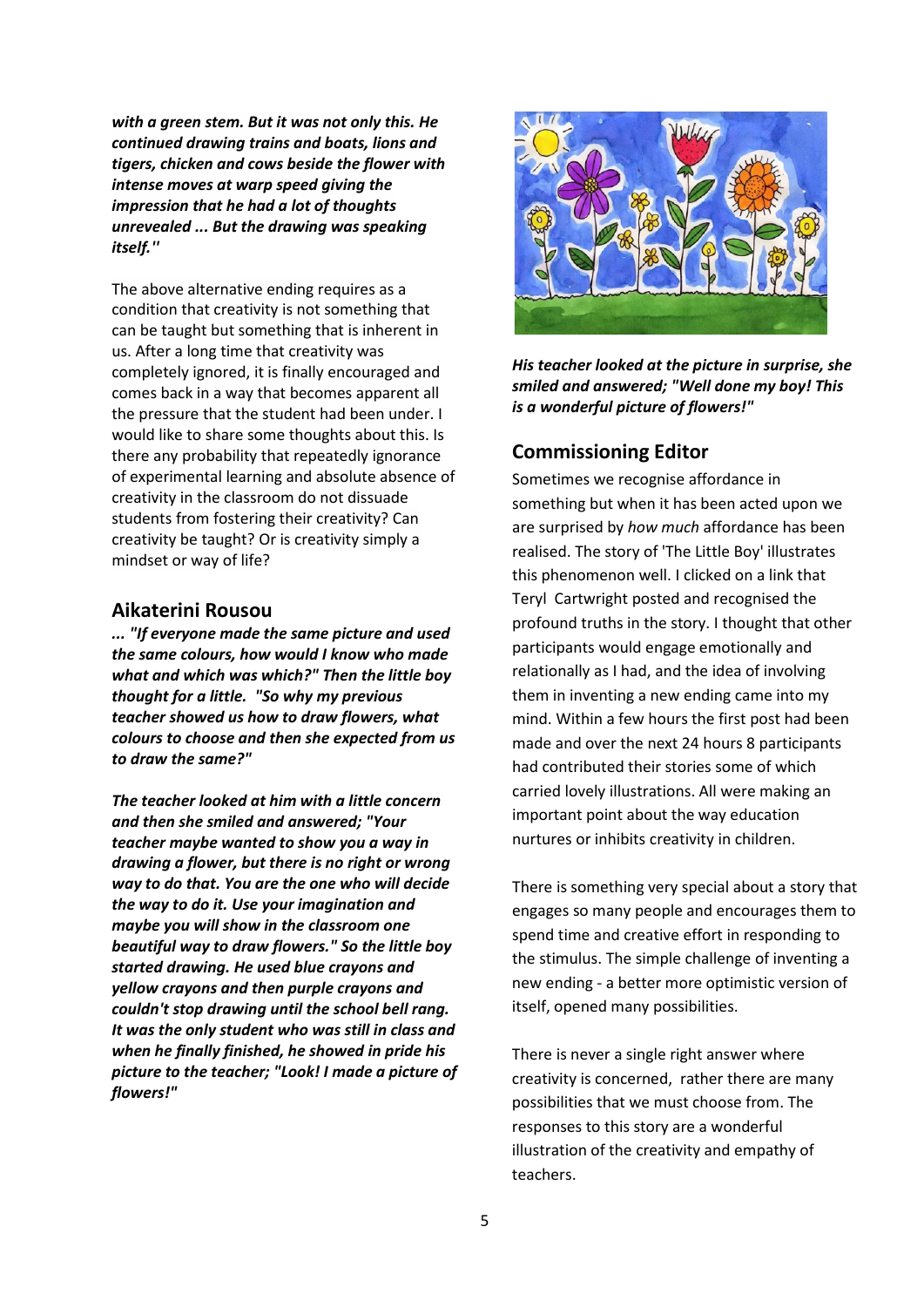***with a green stem. But it was not only this. He continued drawing trains and boats, lions and tigers, chicken and cows beside the flower with intense moves at warp speed giving the impression that he had a lot of thoughts unrevealed ... But the drawing was speaking itself."***

The above alternative ending requires as a condition that creativity is not something that can be taught but something that is inherent in us. After a long time that creativity was completely ignored, it is finally encouraged and comes back in a way that becomes apparent all the pressure that the student had been under. I would like to share some thoughts about this. Is there any probability that repeatedly ignorance of experimental learning and absolute absence of creativity in the classroom do not dissuade students from fostering their creativity? Can creativity be taught? Or is creativity simply a mindset or way of life?

## Aikaterini Rousou

***... "If everyone made the same picture and used the same colours, how would I know who made what and which was which?" Then the little boy thought for a little. "So why my previous teacher showed us how to draw flowers, what colours to choose and then she expected from us to draw the same?"***

***The teacher looked at him with a little concern and then she smiled and answered; "Your teacher maybe wanted to show you a way in drawing a flower, but there is no right or wrong way to do that. You are the one who will decide the way to do it. Use your imagination and maybe you will show in the classroom one beautiful way to draw flowers." So the little boy started drawing. He used blue crayons and yellow crayons and then purple crayons and couldn't stop drawing until the school bell rang. It was the only student who was still in class and when he finally finished, he showed in pride his picture to the teacher; "Look! I made a picture of flowers!"***

***His teacher looked at the picture in surprise, she smiled and answered; "Well done my boy! This is a wonderful picture of flowers!"***

## Commissioning Editor

Sometimes we recognise affordance in something but when it has been acted upon we are surprised by *how much* affordance has been realised. The story of 'The Little Boy' illustrates this phenomenon well. I clicked on a link that Teryl Cartwright posted and recognised the profound truths in the story. I thought that other participants would engage emotionally and relationally as I had, and the idea of involving them in inventing a new ending came into my mind. Within a few hours the first post had been made and over the next 24 hours 8 participants had contributed their stories some of which carried lovely illustrations. All were making an important point about the way education nurtures or inhibits creativity in children.

There is something very special about a story that engages so many people and encourages them to spend time and creative effort in responding to the stimulus. The simple challenge of inventing a new ending - a better more optimistic version of itself, opened many possibilities.

There is never a single right answer where creativity is concerned, rather there are many possibilities that we must choose from. The responses to this story are a wonderful illustration of the creativity and empathy of teachers.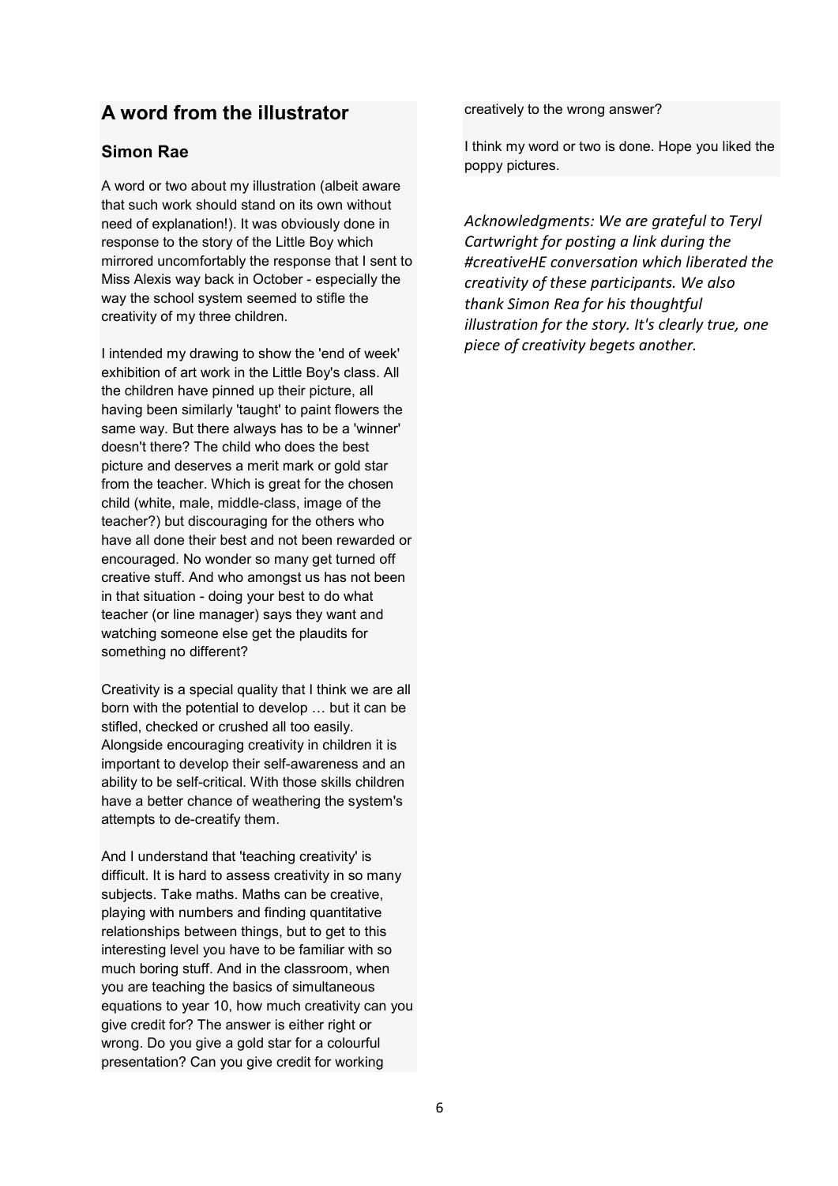## A word from the illustrator

### Simon Rae

A word or two about my illustration (albeit aware that such work should stand on its own without need of explanation!). It was obviously done in response to the story of the Little Boy which mirrored uncomfortably the response that I sent to Miss Alexis way back in October - especially the way the school system seemed to stifle the creativity of my three children.

I intended my drawing to show the 'end of week' exhibition of art work in the Little Boy's class. All the children have pinned up their picture, all having been similarly 'taught' to paint flowers the same way. But there always has to be a 'winner' doesn't there? The child who does the best picture and deserves a merit mark or gold star from the teacher. Which is great for the chosen child (white, male, middle-class, image of the teacher?) but discouraging for the others who have all done their best and not been rewarded or encouraged. No wonder so many get turned off creative stuff. And who amongst us has not been in that situation - doing your best to do what teacher (or line manager) says they want and watching someone else get the plaudits for something no different?

Creativity is a special quality that I think we are all born with the potential to develop … but it can be stifled, checked or crushed all too easily. Alongside encouraging creativity in children it is important to develop their self-awareness and an ability to be self-critical. With those skills children have a better chance of weathering the system's attempts to de-creatify them.

And I understand that 'teaching creativity' is difficult. It is hard to assess creativity in so many subjects. Take maths. Maths can be creative, playing with numbers and finding quantitative relationships between things, but to get to this interesting level you have to be familiar with so much boring stuff. And in the classroom, when you are teaching the basics of simultaneous equations to year 10, how much creativity can you give credit for? The answer is either right or wrong. Do you give a gold star for a colourful presentation? Can you give credit for working creatively to the wrong answer?

I think my word or two is done. Hope you liked the poppy pictures.

*Acknowledgments: We are grateful to Teryl Cartwright for posting a link during the #creativeHE conversation which liberated the creativity of these participants. We also thank Simon Rea for his thoughtful illustration for the story. It's clearly true, one piece of creativity begets another.*